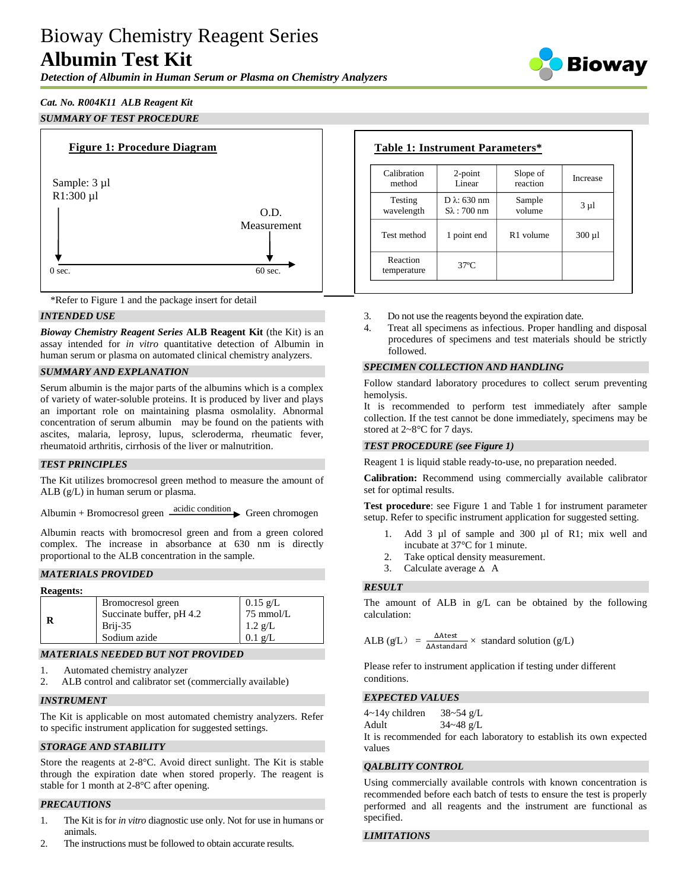# Bioway Chemistry Reagent Series

# Albumin Test Kit

***Detection of Albumin in Human Serum or Plasma on Chemistry Analyzers***

***Cat. No. R004K11 ALB Reagent Kit***

## *SUMMARY OF TEST PROCEDURE*

**Figure 1: Procedure Diagram**

Sample: 3 µl
R1:300 µl

O.D. Measurement

0 sec. → 60 sec.

*Refer to Figure 1 and the package insert for detail

**Table 1: Instrument Parameters***

| Calibration method | 2-point Linear | Slope of reaction | Increase |
|---|---|---|---|
| Testing wavelength | D λ: 630 nm<br>Sλ : 700 nm | Sample volume | 3 µl |
| Test method | 1 point end | R1 volume | 300 µl |
| Reaction temperature | 37°C | | |

## *INTENDED USE*

***Bioway Chemistry Reagent Series*** **ALB Reagent Kit** (the Kit) is an assay intended for *in vitro* quantitative detection of Albumin in human serum or plasma on automated clinical chemistry analyzers.

## *SUMMARY AND EXPLANATION*

Serum albumin is the major parts of the albumins which is a complex of variety of water-soluble proteins. It is produced by liver and plays an important role on maintaining plasma osmolality. Abnormal concentration of serum albumin may be found on the patients with ascites, malaria, leprosy, lupus, scleroderma, rheumatic fever, rheumatoid arthritis, cirrhosis of the liver or malnutrition.

## *TEST PRINCIPLES*

The Kit utilizes bromocresol green method to measure the amount of ALB (g/L) in human serum or plasma.

$$\text{Albumin + Bromocresol green} \xrightarrow{\text{acidic condition}} \text{Green chromogen}$$

Albumin reacts with bromocresol green and from a green colored complex. The increase in absorbance at 630 nm is directly proportional to the ALB concentration in the sample.

## *MATERIALS PROVIDED*

**Reagents:**

| | | |
|---|---|---|
| **R** | Bromocresol green | 0.15 g/L |
| | Succinate buffer, pH 4.2 | 75 mmol/L |
| | Brij-35 | 1.2 g/L |
| | Sodium azide | 0.1 g/L |

## *MATERIALS NEEDED BUT NOT PROVIDED*

1. Automated chemistry analyzer
2. ALB control and calibrator set (commercially available)

## *INSTRUMENT*

The Kit is applicable on most automated chemistry analyzers. Refer to specific instrument application for suggested settings.

## *STORAGE AND STABILITY*

Store the reagents at 2-8°C. Avoid direct sunlight. The Kit is stable through the expiration date when stored properly. The reagent is stable for 1 month at 2-8°C after opening.

## *PRECAUTIONS*

1. The Kit is for *in vitro* diagnostic use only. Not for use in humans or animals.
2. The instructions must be followed to obtain accurate results.
3. Do not use the reagents beyond the expiration date.
4. Treat all specimens as infectious. Proper handling and disposal procedures of specimens and test materials should be strictly followed.

## *SPECIMEN COLLECTION AND HANDLING*

Follow standard laboratory procedures to collect serum preventing hemolysis.

It is recommended to perform test immediately after sample collection. If the test cannot be done immediately, specimens may be stored at 2~8°C for 7 days.

## *TEST PROCEDURE (see Figure 1)*

Reagent 1 is liquid stable ready-to-use, no preparation needed.

**Calibration:** Recommend using commercially available calibrator set for optimal results.

**Test procedure**: see Figure 1 and Table 1 for instrument parameter setup. Refer to specific instrument application for suggested setting.

1. Add 3 µl of sample and 300 µl of R1; mix well and incubate at 37°C for 1 minute.
2. Take optical density measurement.
3. Calculate average $\Delta A$

## *RESULT*

The amount of ALB in g/L can be obtained by the following calculation:

$$\text{ALB (g/L)} = \frac{\Delta\text{Atest}}{\Delta\text{Astandard}} \times \text{standard solution (g/L)}$$

Please refer to instrument application if testing under different conditions.

## *EXPECTED VALUES*

4~14y children 38~54 g/L
Adult 34~48 g/L

It is recommended for each laboratory to establish its own expected values

## *QALBLITY CONTROL*

Using commercially available controls with known concentration is recommended before each batch of tests to ensure the test is properly performed and all reagents and the instrument are functional as specified.

## *LIMITATIONS*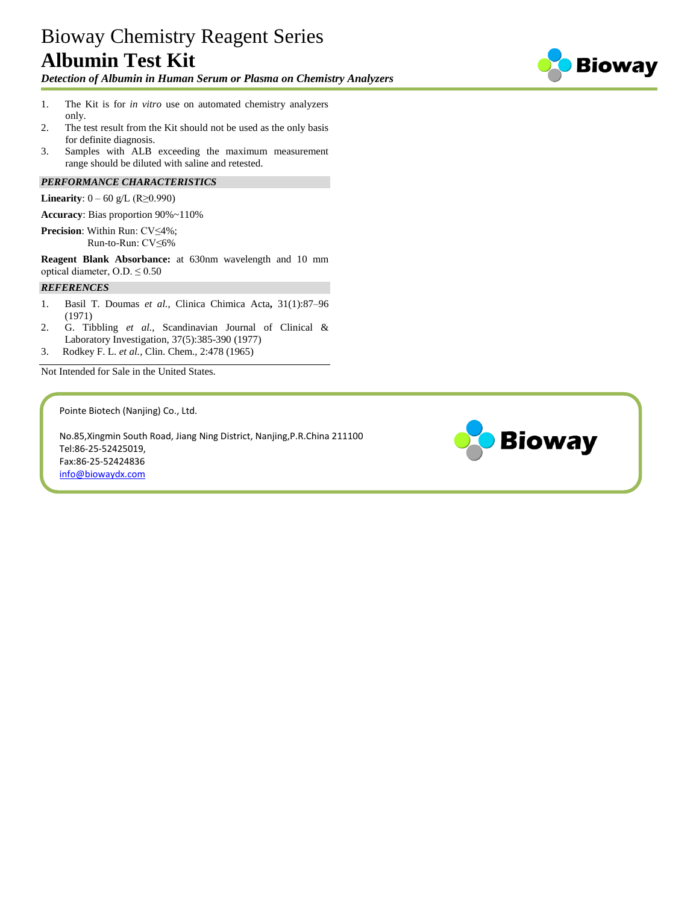# Bioway Chemistry Reagent Series

# Albumin Test Kit

***Detection of Albumin in Human Serum or Plasma on Chemistry Analyzers***

1. The Kit is for *in vitro* use on automated chemistry analyzers only.
2. The test result from the Kit should not be used as the only basis for definite diagnosis.
3. Samples with ALB exceeding the maximum measurement range should be diluted with saline and retested.

## *PERFORMANCE CHARACTERISTICS*

**Linearity**: 0 – 60 g/L (R≥0.990)

**Accuracy**: Bias proportion 90%~110%

**Precision**: Within Run: CV≤4%;
Run-to-Run: CV≤6%

**Reagent Blank Absorbance:** at 630nm wavelength and 10 mm optical diameter, O.D. ≤ 0.50

## *REFERENCES*

1. Basil T. Doumas *et al.*, Clinica Chimica Acta**,** 31(1):87–96 (1971)
2. G. Tibbling *et al.*, Scandinavian Journal of Clinical & Laboratory Investigation, 37(5):385-390 (1977)
3. Rodkey F. L. *et al.*, Clin. Chem., 2:478 (1965)

---

Not Intended for Sale in the United States.

Pointe Biotech (Nanjing) Co., Ltd.

No.85,Xingmin South Road, Jiang Ning District, Nanjing,P.R.China 211100
Tel:86-25-52425019,
Fax:86-25-52424836
info@biowaydx.com